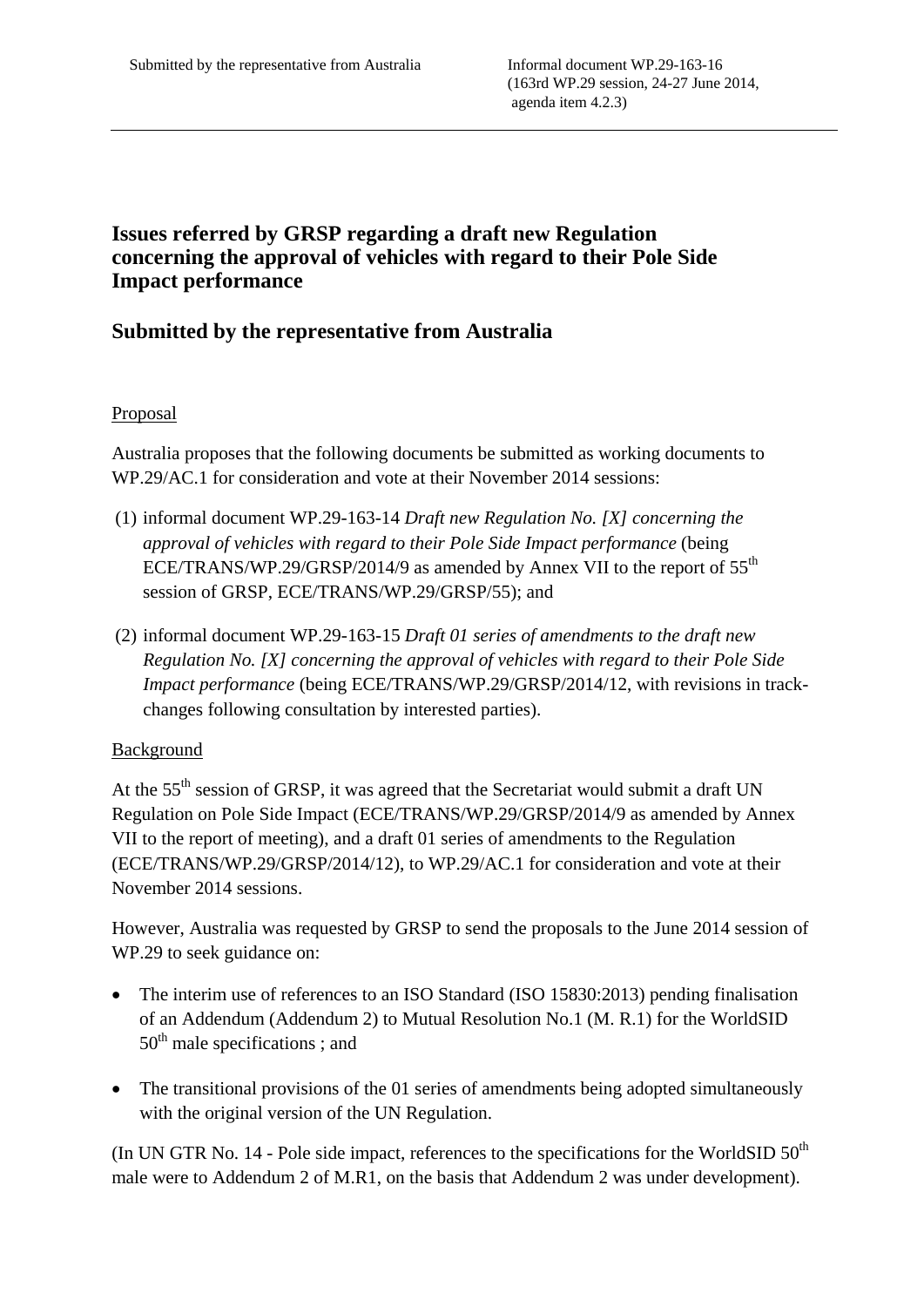Submitted by the representative from Australia

Informal document WP.29-163-16
(163rd WP.29 session, 24-27 June 2014,
agenda item 4.2.3)

# Issues referred by GRSP regarding a draft new Regulation concerning the approval of vehicles with regard to their Pole Side Impact performance

# Submitted by the representative from Australia

Proposal

Australia proposes that the following documents be submitted as working documents to WP.29/AC.1 for consideration and vote at their November 2014 sessions:

(1) informal document WP.29-163-14 *Draft new Regulation No. [X] concerning the approval of vehicles with regard to their Pole Side Impact performance* (being ECE/TRANS/WP.29/GRSP/2014/9 as amended by Annex VII to the report of 55th session of GRSP, ECE/TRANS/WP.29/GRSP/55); and

(2) informal document WP.29-163-15 *Draft 01 series of amendments to the draft new Regulation No. [X] concerning the approval of vehicles with regard to their Pole Side Impact performance* (being ECE/TRANS/WP.29/GRSP/2014/12, with revisions in track-changes following consultation by interested parties).

Background

At the 55th session of GRSP, it was agreed that the Secretariat would submit a draft UN Regulation on Pole Side Impact (ECE/TRANS/WP.29/GRSP/2014/9 as amended by Annex VII to the report of meeting), and a draft 01 series of amendments to the Regulation (ECE/TRANS/WP.29/GRSP/2014/12), to WP.29/AC.1 for consideration and vote at their November 2014 sessions.

However, Australia was requested by GRSP to send the proposals to the June 2014 session of WP.29 to seek guidance on:

- The interim use of references to an ISO Standard (ISO 15830:2013) pending finalisation of an Addendum (Addendum 2) to Mutual Resolution No.1 (M. R.1) for the WorldSID 50th male specifications ; and
- The transitional provisions of the 01 series of amendments being adopted simultaneously with the original version of the UN Regulation.

(In UN GTR No. 14 - Pole side impact, references to the specifications for the WorldSID 50th male were to Addendum 2 of M.R1, on the basis that Addendum 2 was under development).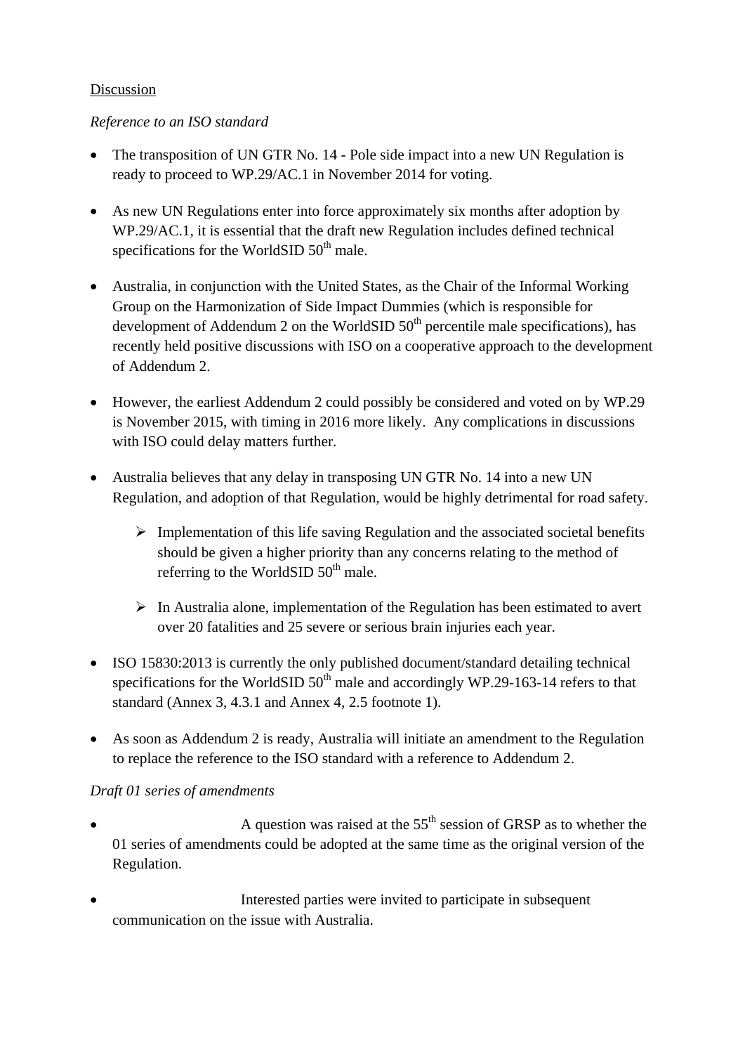Discussion

*Reference to an ISO standard*

- The transposition of UN GTR No. 14 - Pole side impact into a new UN Regulation is ready to proceed to WP.29/AC.1 in November 2014 for voting.

- As new UN Regulations enter into force approximately six months after adoption by WP.29/AC.1, it is essential that the draft new Regulation includes defined technical specifications for the WorldSID 50th male.

- Australia, in conjunction with the United States, as the Chair of the Informal Working Group on the Harmonization of Side Impact Dummies (which is responsible for development of Addendum 2 on the WorldSID 50th percentile male specifications), has recently held positive discussions with ISO on a cooperative approach to the development of Addendum 2.

- However, the earliest Addendum 2 could possibly be considered and voted on by WP.29 is November 2015, with timing in 2016 more likely. Any complications in discussions with ISO could delay matters further.

- Australia believes that any delay in transposing UN GTR No. 14 into a new UN Regulation, and adoption of that Regulation, would be highly detrimental for road safety.

    - Implementation of this life saving Regulation and the associated societal benefits should be given a higher priority than any concerns relating to the method of referring to the WorldSID 50th male.

    - In Australia alone, implementation of the Regulation has been estimated to avert over 20 fatalities and 25 severe or serious brain injuries each year.

- ISO 15830:2013 is currently the only published document/standard detailing technical specifications for the WorldSID 50th male and accordingly WP.29-163-14 refers to that standard (Annex 3, 4.3.1 and Annex 4, 2.5 footnote 1).

- As soon as Addendum 2 is ready, Australia will initiate an amendment to the Regulation to replace the reference to the ISO standard with a reference to Addendum 2.

*Draft 01 series of amendments*

- A question was raised at the 55th session of GRSP as to whether the 01 series of amendments could be adopted at the same time as the original version of the Regulation.

- Interested parties were invited to participate in subsequent communication on the issue with Australia.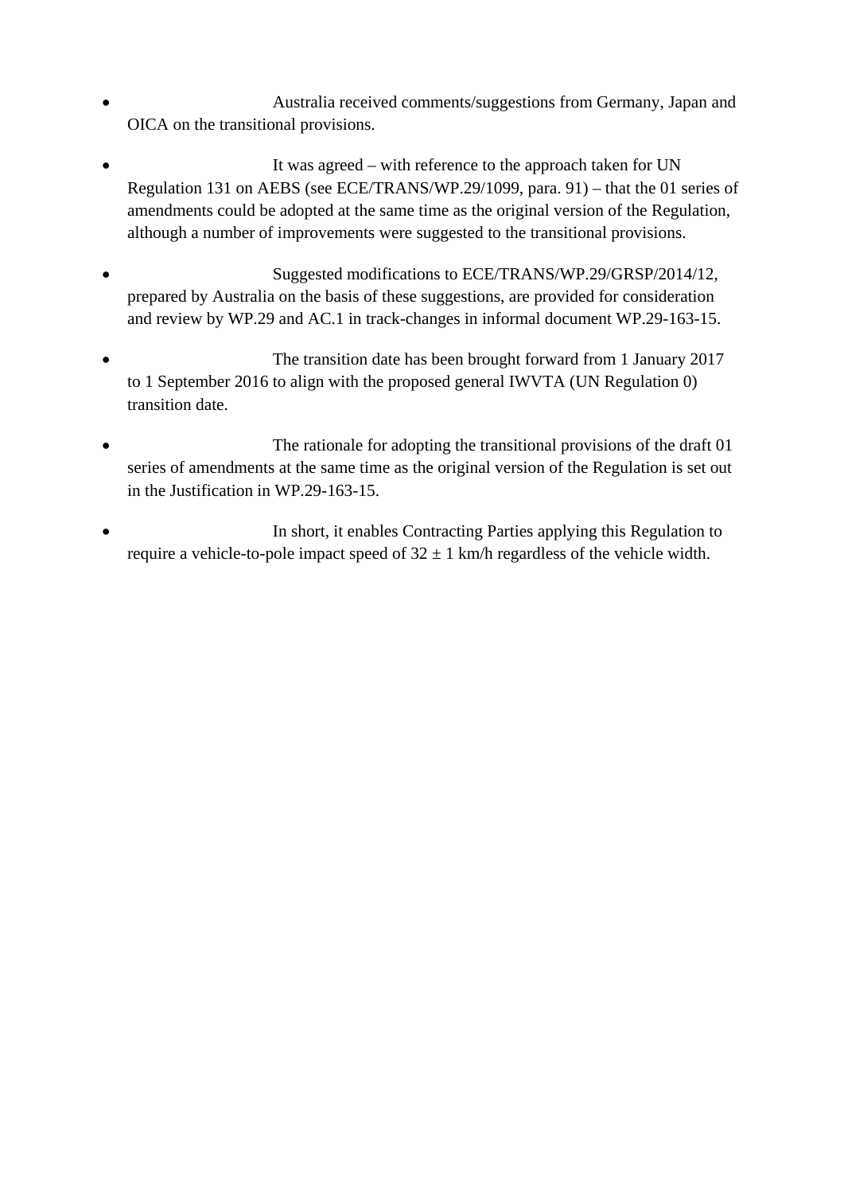- Australia received comments/suggestions from Germany, Japan and OICA on the transitional provisions.

- It was agreed – with reference to the approach taken for UN Regulation 131 on AEBS (see ECE/TRANS/WP.29/1099, para. 91) – that the 01 series of amendments could be adopted at the same time as the original version of the Regulation, although a number of improvements were suggested to the transitional provisions.

- Suggested modifications to ECE/TRANS/WP.29/GRSP/2014/12, prepared by Australia on the basis of these suggestions, are provided for consideration and review by WP.29 and AC.1 in track-changes in informal document WP.29-163-15.

- The transition date has been brought forward from 1 January 2017 to 1 September 2016 to align with the proposed general IWVTA (UN Regulation 0) transition date.

- The rationale for adopting the transitional provisions of the draft 01 series of amendments at the same time as the original version of the Regulation is set out in the Justification in WP.29-163-15.

- In short, it enables Contracting Parties applying this Regulation to require a vehicle-to-pole impact speed of 32 ± 1 km/h regardless of the vehicle width.